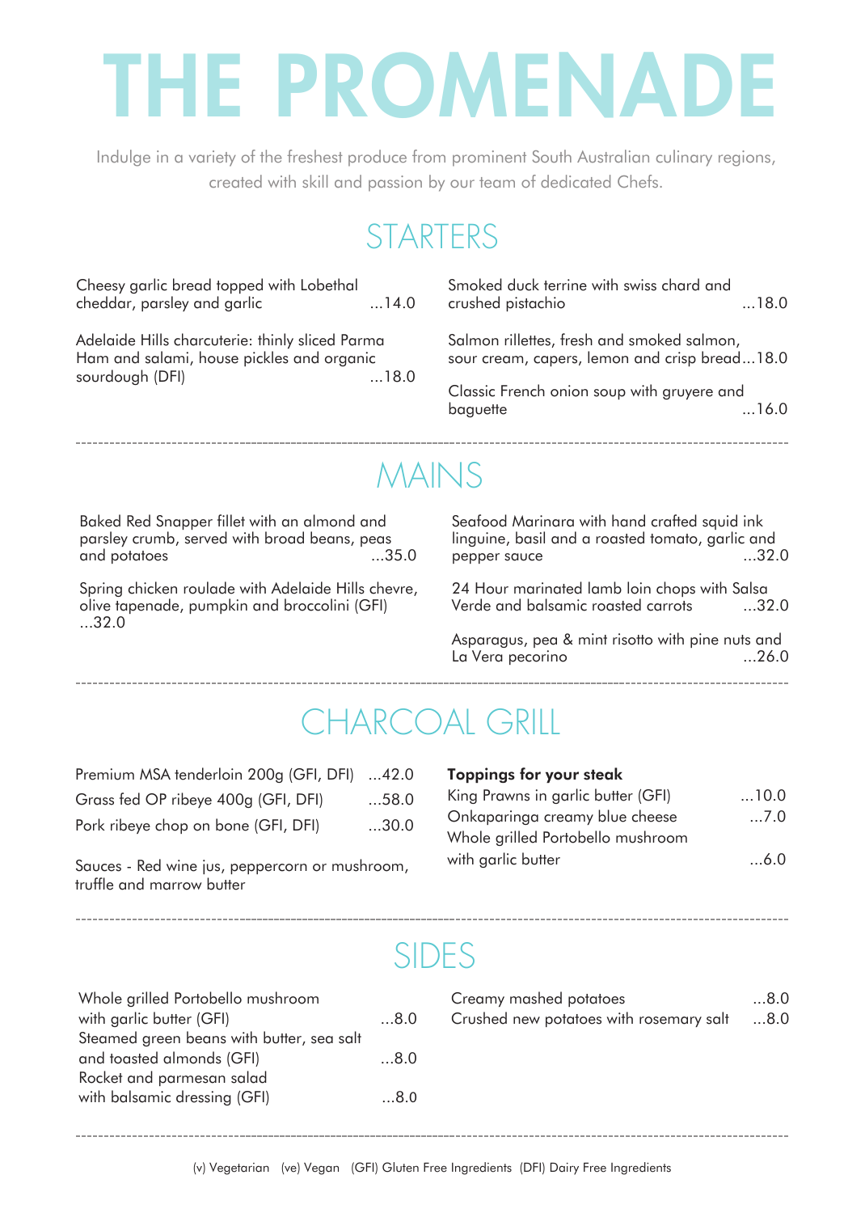# THE PROMENADE

Indulge in a variety of the freshest produce from prominent South Australian culinary regions, created with skill and passion by our team of dedicated Chefs.

## STARTERS

Cheesy garlic bread topped with Lobethal cheddar, parsley and garlic ...14.0

Adelaide Hills charcuterie: thinly sliced Parma Ham and salami, house pickles and organic sourdough (DFI) ...18.0

Smoked duck terrine with swiss chard and crushed pistachio ...18.0

Salmon rillettes, fresh and smoked salmon, sour cream, capers, lemon and crisp bread...18.0

Classic French onion soup with gruyere and baguette ...16.0

---

## MAINS

Baked Red Snapper fillet with an almond and parsley crumb, served with broad beans, peas and potatoes ...35.0

Spring chicken roulade with Adelaide Hills chevre, olive tapenade, pumpkin and broccolini (GFI) ...32.0

Seafood Marinara with hand crafted squid ink linguine, basil and a roasted tomato, garlic and pepper sauce ...32.0

24 Hour marinated lamb loin chops with Salsa Verde and balsamic roasted carrots ...32.0

Asparagus, pea & mint risotto with pine nuts and La Vera pecorino ...26.0

---

## CHARCOAL GRILL

Premium MSA tenderloin 200g (GFI, DFI) ...42.0

Grass fed OP ribeye 400g (GFI, DFI) ...58.0

Pork ribeye chop on bone (GFI, DFI) ...30.0

Sauces - Red wine jus, peppercorn or mushroom, truffle and marrow butter

**Toppings for your steak**

King Prawns in garlic butter (GFI) ...10.0

Onkaparinga creamy blue cheese ...7.0

Whole grilled Portobello mushroom with garlic butter ...6.0

---

## SIDES

Whole grilled Portobello mushroom with garlic butter (GFI) ...8.0

Steamed green beans with butter, sea salt and toasted almonds (GFI) ...8.0

Rocket and parmesan salad with balsamic dressing (GFI) ...8.0

Creamy mashed potatoes ...8.0

Crushed new potatoes with rosemary salt ...8.0

---

(v) Vegetarian (ve) Vegan (GFI) Gluten Free Ingredients (DFI) Dairy Free Ingredients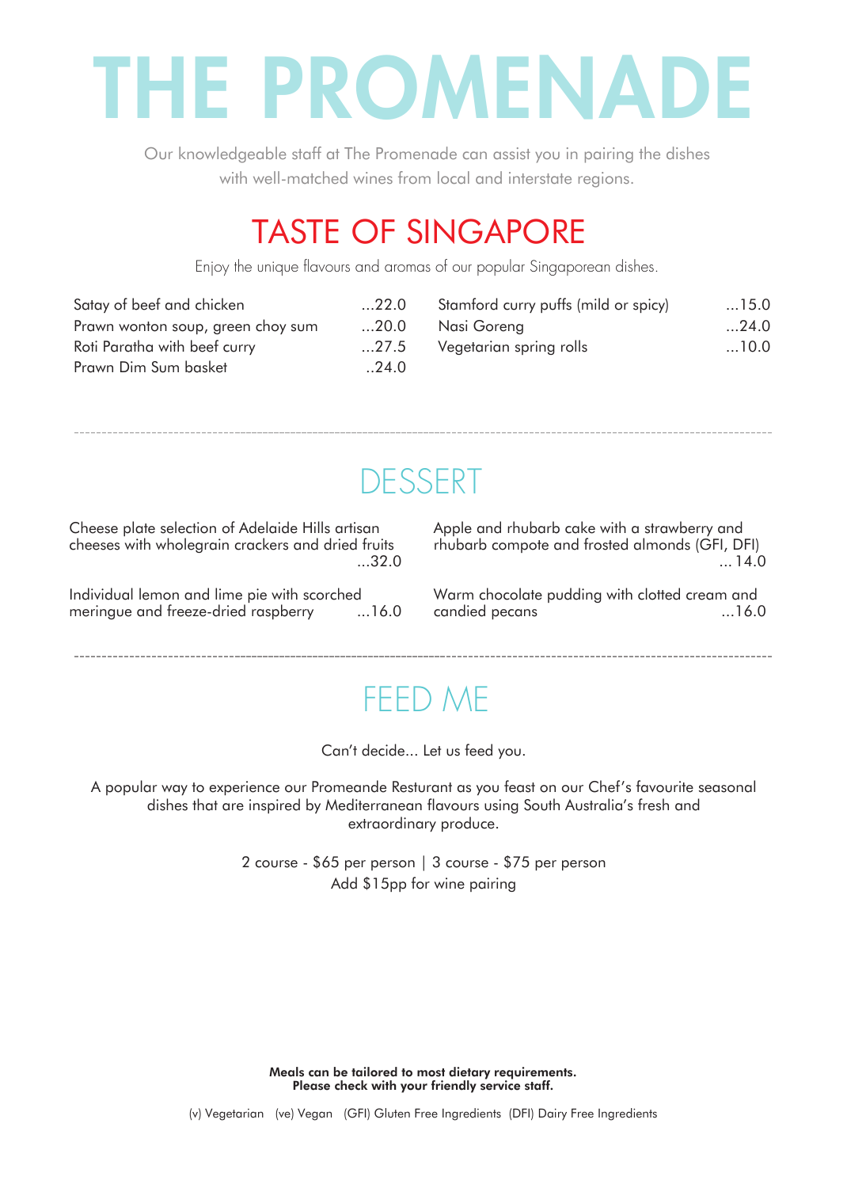# THE PROMENADE

Our knowledgeable staff at The Promenade can assist you in pairing the dishes with well-matched wines from local and interstate regions.

## TASTE OF SINGAPORE

Enjoy the unique flavours and aromas of our popular Singaporean dishes.

Satay of beef and chicken ...22.0
Prawn wonton soup, green choy sum ...20.0
Roti Paratha with beef curry ...27.5
Prawn Dim Sum basket ..24.0
Stamford curry puffs (mild or spicy) ...15.0
Nasi Goreng ...24.0
Vegetarian spring rolls ...10.0

---

## DESSERT

Cheese plate selection of Adelaide Hills artisan cheeses with wholegrain crackers and dried fruits ...32.0

Individual lemon and lime pie with scorched meringue and freeze-dried raspberry ...16.0

Apple and rhubarb cake with a strawberry and rhubarb compote and frosted almonds (GFI, DFI) ... 14.0

Warm chocolate pudding with clotted cream and candied pecans ...16.0

---

## FEED ME

Can't decide... Let us feed you.

A popular way to experience our Promeande Resturant as you feast on our Chef's favourite seasonal dishes that are inspired by Mediterranean flavours using South Australia's fresh and extraordinary produce.

2 course - $65 per person | 3 course - $75 per person
Add $15pp for wine pairing

**Meals can be tailored to most dietary requirements.**
**Please check with your friendly service staff.**

(v) Vegetarian (ve) Vegan (GFI) Gluten Free Ingredients (DFI) Dairy Free Ingredients